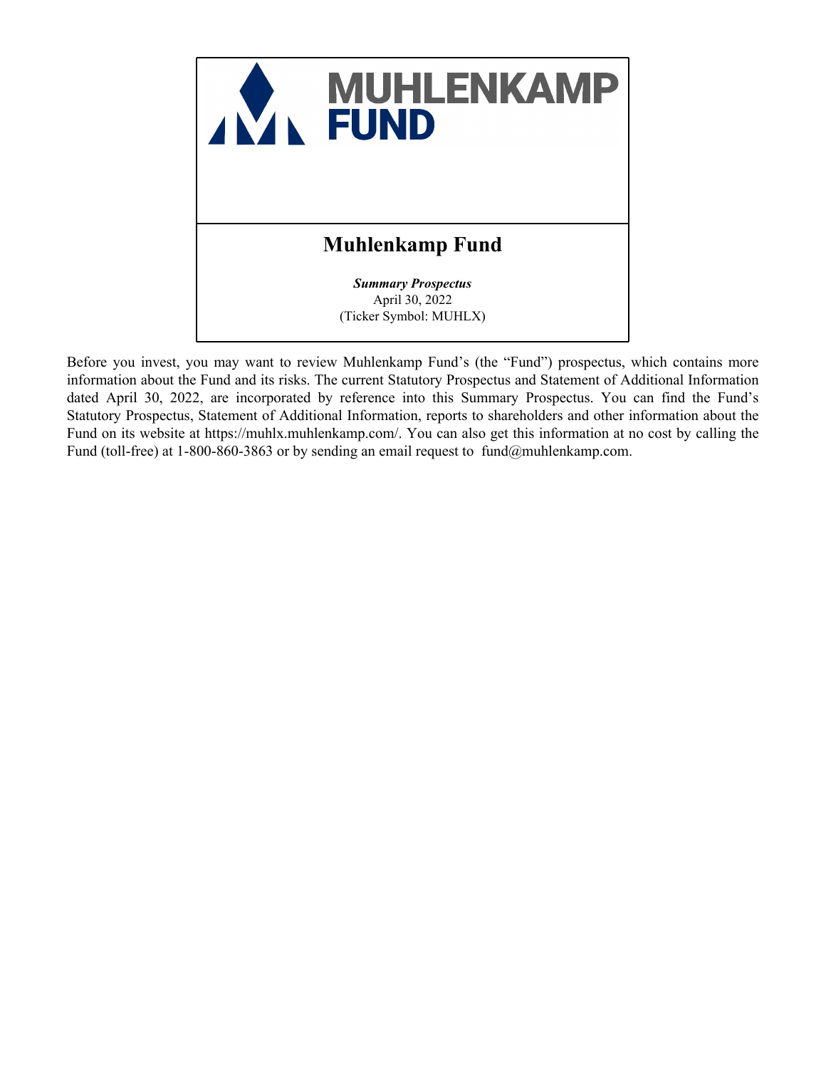MUHLENKAMP
FUND

# Muhlenkamp Fund

***Summary Prospectus***
April 30, 2022
(Ticker Symbol: MUHLX)

Before you invest, you may want to review Muhlenkamp Fund's (the "Fund") prospectus, which contains more information about the Fund and its risks. The current Statutory Prospectus and Statement of Additional Information dated April 30, 2022, are incorporated by reference into this Summary Prospectus. You can find the Fund's Statutory Prospectus, Statement of Additional Information, reports to shareholders and other information about the Fund on its website at https://muhlx.muhlenkamp.com/. You can also get this information at no cost by calling the Fund (toll-free) at 1-800-860-3863 or by sending an email request to fund@muhlenkamp.com.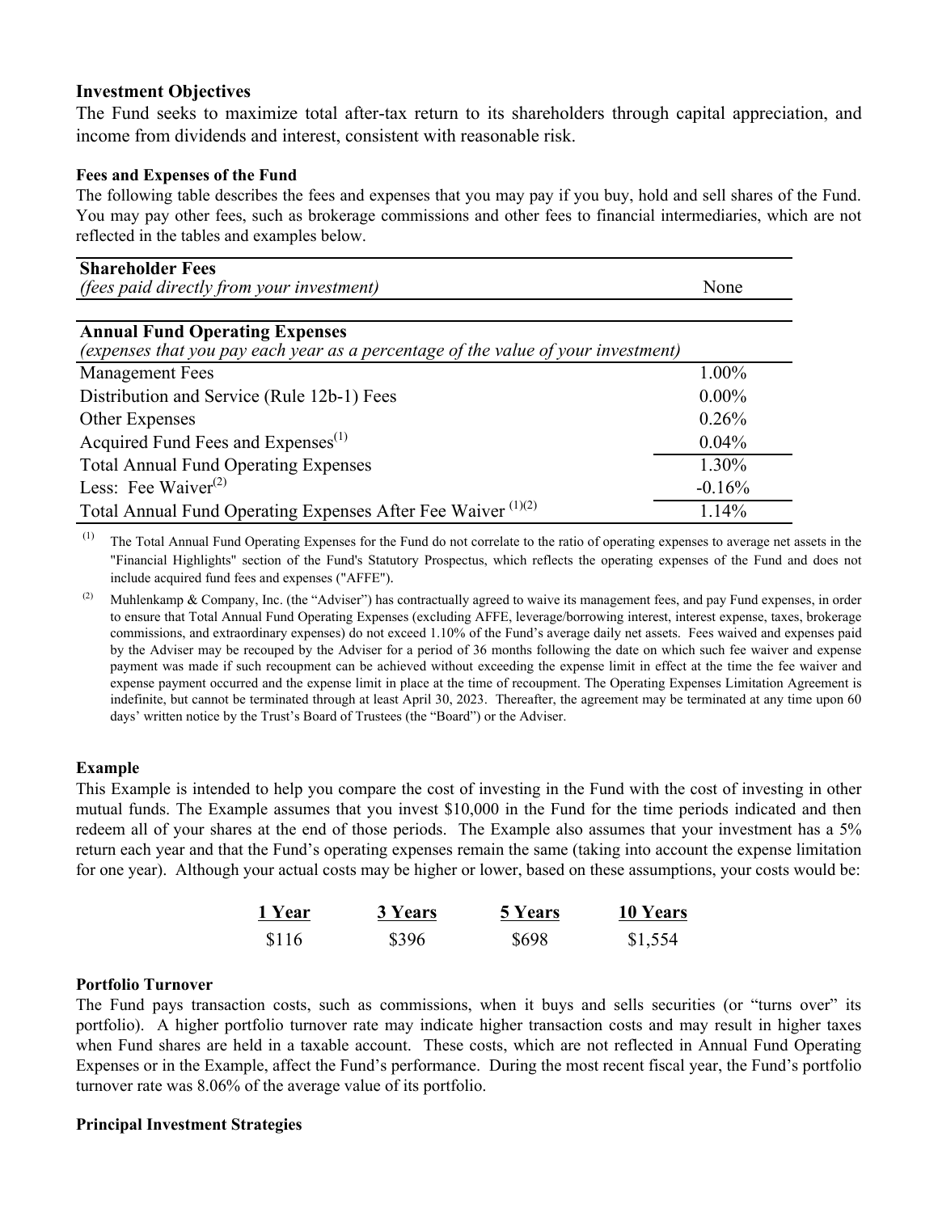### Investment Objectives

The Fund seeks to maximize total after-tax return to its shareholders through capital appreciation, and income from dividends and interest, consistent with reasonable risk.

#### Fees and Expenses of the Fund

The following table describes the fees and expenses that you may pay if you buy, hold and sell shares of the Fund. You may pay other fees, such as brokerage commissions and other fees to financial intermediaries, which are not reflected in the tables and examples below.

| **Shareholder Fees** *(fees paid directly from your investment)* | None |
|---|---|

| **Annual Fund Operating Expenses** *(expenses that you pay each year as a percentage of the value of your investment)* | |
|---|---|
| Management Fees | 1.00% |
| Distribution and Service (Rule 12b-1) Fees | 0.00% |
| Other Expenses | 0.26% |
| Acquired Fund Fees and Expenses[1] | 0.04% |
| Total Annual Fund Operating Expenses | 1.30% |
| Less: Fee Waiver[2] | -0.16% |
| Total Annual Fund Operating Expenses After Fee Waiver [1][2] | 1.14% |

[1] The Total Annual Fund Operating Expenses for the Fund do not correlate to the ratio of operating expenses to average net assets in the "Financial Highlights" section of the Fund's Statutory Prospectus, which reflects the operating expenses of the Fund and does not include acquired fund fees and expenses ("AFFE").

[2] Muhlenkamp & Company, Inc. (the "Adviser") has contractually agreed to waive its management fees, and pay Fund expenses, in order to ensure that Total Annual Fund Operating Expenses (excluding AFFE, leverage/borrowing interest, interest expense, taxes, brokerage commissions, and extraordinary expenses) do not exceed 1.10% of the Fund's average daily net assets. Fees waived and expenses paid by the Adviser may be recouped by the Adviser for a period of 36 months following the date on which such fee waiver and expense payment was made if such recoupment can be achieved without exceeding the expense limit in effect at the time the fee waiver and expense payment occurred and the expense limit in place at the time of recoupment. The Operating Expenses Limitation Agreement is indefinite, but cannot be terminated through at least April 30, 2023. Thereafter, the agreement may be terminated at any time upon 60 days' written notice by the Trust's Board of Trustees (the "Board") or the Adviser.

#### Example

This Example is intended to help you compare the cost of investing in the Fund with the cost of investing in other mutual funds. The Example assumes that you invest $10,000 in the Fund for the time periods indicated and then redeem all of your shares at the end of those periods. The Example also assumes that your investment has a 5% return each year and that the Fund's operating expenses remain the same (taking into account the expense limitation for one year). Although your actual costs may be higher or lower, based on these assumptions, your costs would be:

| 1 Year | 3 Years | 5 Years | 10 Years |
|---|---|---|---|
| $116 | $396 | $698 | $1,554 |

#### Portfolio Turnover

The Fund pays transaction costs, such as commissions, when it buys and sells securities (or "turns over" its portfolio). A higher portfolio turnover rate may indicate higher transaction costs and may result in higher taxes when Fund shares are held in a taxable account. These costs, which are not reflected in Annual Fund Operating Expenses or in the Example, affect the Fund's performance. During the most recent fiscal year, the Fund's portfolio turnover rate was 8.06% of the average value of its portfolio.

#### Principal Investment Strategies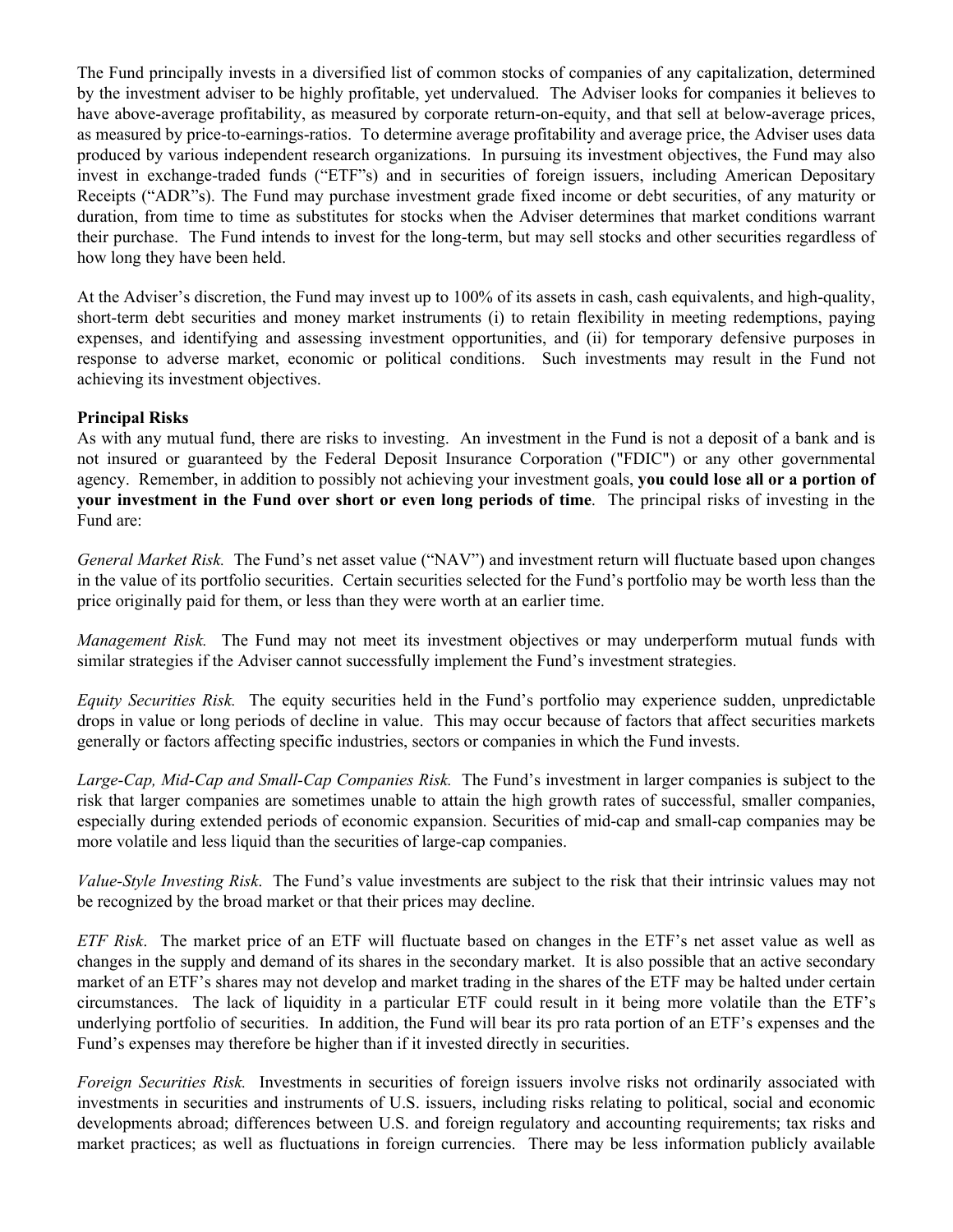The Fund principally invests in a diversified list of common stocks of companies of any capitalization, determined by the investment adviser to be highly profitable, yet undervalued. The Adviser looks for companies it believes to have above-average profitability, as measured by corporate return-on-equity, and that sell at below-average prices, as measured by price-to-earnings-ratios. To determine average profitability and average price, the Adviser uses data produced by various independent research organizations. In pursuing its investment objectives, the Fund may also invest in exchange-traded funds ("ETF"s) and in securities of foreign issuers, including American Depositary Receipts ("ADR"s). The Fund may purchase investment grade fixed income or debt securities, of any maturity or duration, from time to time as substitutes for stocks when the Adviser determines that market conditions warrant their purchase. The Fund intends to invest for the long-term, but may sell stocks and other securities regardless of how long they have been held.

At the Adviser's discretion, the Fund may invest up to 100% of its assets in cash, cash equivalents, and high-quality, short-term debt securities and money market instruments (i) to retain flexibility in meeting redemptions, paying expenses, and identifying and assessing investment opportunities, and (ii) for temporary defensive purposes in response to adverse market, economic or political conditions. Such investments may result in the Fund not achieving its investment objectives.

**Principal Risks**

As with any mutual fund, there are risks to investing. An investment in the Fund is not a deposit of a bank and is not insured or guaranteed by the Federal Deposit Insurance Corporation ("FDIC") or any other governmental agency. Remember, in addition to possibly not achieving your investment goals, **you could lose all or a portion of your investment in the Fund over short or even long periods of time**. The principal risks of investing in the Fund are:

*General Market Risk.* The Fund's net asset value ("NAV") and investment return will fluctuate based upon changes in the value of its portfolio securities. Certain securities selected for the Fund's portfolio may be worth less than the price originally paid for them, or less than they were worth at an earlier time.

*Management Risk.* The Fund may not meet its investment objectives or may underperform mutual funds with similar strategies if the Adviser cannot successfully implement the Fund's investment strategies.

*Equity Securities Risk.* The equity securities held in the Fund's portfolio may experience sudden, unpredictable drops in value or long periods of decline in value. This may occur because of factors that affect securities markets generally or factors affecting specific industries, sectors or companies in which the Fund invests.

*Large-Cap, Mid-Cap and Small-Cap Companies Risk.* The Fund's investment in larger companies is subject to the risk that larger companies are sometimes unable to attain the high growth rates of successful, smaller companies, especially during extended periods of economic expansion. Securities of mid-cap and small-cap companies may be more volatile and less liquid than the securities of large-cap companies.

*Value-Style Investing Risk*. The Fund's value investments are subject to the risk that their intrinsic values may not be recognized by the broad market or that their prices may decline.

*ETF Risk*. The market price of an ETF will fluctuate based on changes in the ETF's net asset value as well as changes in the supply and demand of its shares in the secondary market. It is also possible that an active secondary market of an ETF's shares may not develop and market trading in the shares of the ETF may be halted under certain circumstances. The lack of liquidity in a particular ETF could result in it being more volatile than the ETF's underlying portfolio of securities. In addition, the Fund will bear its pro rata portion of an ETF's expenses and the Fund's expenses may therefore be higher than if it invested directly in securities.

*Foreign Securities Risk.* Investments in securities of foreign issuers involve risks not ordinarily associated with investments in securities and instruments of U.S. issuers, including risks relating to political, social and economic developments abroad; differences between U.S. and foreign regulatory and accounting requirements; tax risks and market practices; as well as fluctuations in foreign currencies. There may be less information publicly available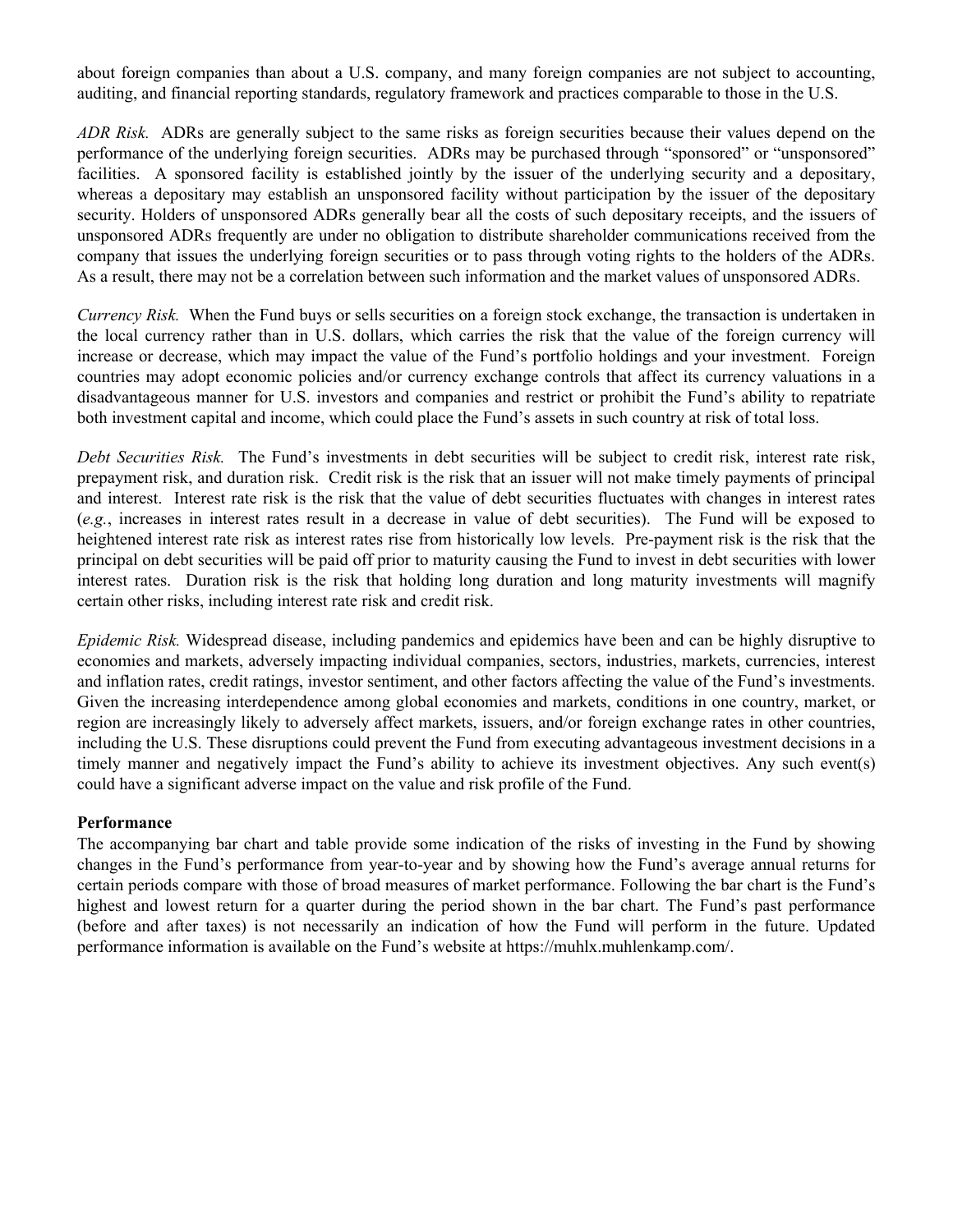about foreign companies than about a U.S. company, and many foreign companies are not subject to accounting, auditing, and financial reporting standards, regulatory framework and practices comparable to those in the U.S.

*ADR Risk.* ADRs are generally subject to the same risks as foreign securities because their values depend on the performance of the underlying foreign securities. ADRs may be purchased through "sponsored" or "unsponsored" facilities. A sponsored facility is established jointly by the issuer of the underlying security and a depositary, whereas a depositary may establish an unsponsored facility without participation by the issuer of the depositary security. Holders of unsponsored ADRs generally bear all the costs of such depositary receipts, and the issuers of unsponsored ADRs frequently are under no obligation to distribute shareholder communications received from the company that issues the underlying foreign securities or to pass through voting rights to the holders of the ADRs. As a result, there may not be a correlation between such information and the market values of unsponsored ADRs.

*Currency Risk.* When the Fund buys or sells securities on a foreign stock exchange, the transaction is undertaken in the local currency rather than in U.S. dollars, which carries the risk that the value of the foreign currency will increase or decrease, which may impact the value of the Fund's portfolio holdings and your investment. Foreign countries may adopt economic policies and/or currency exchange controls that affect its currency valuations in a disadvantageous manner for U.S. investors and companies and restrict or prohibit the Fund's ability to repatriate both investment capital and income, which could place the Fund's assets in such country at risk of total loss.

*Debt Securities Risk.* The Fund's investments in debt securities will be subject to credit risk, interest rate risk, prepayment risk, and duration risk. Credit risk is the risk that an issuer will not make timely payments of principal and interest. Interest rate risk is the risk that the value of debt securities fluctuates with changes in interest rates (*e.g.*, increases in interest rates result in a decrease in value of debt securities). The Fund will be exposed to heightened interest rate risk as interest rates rise from historically low levels. Pre-payment risk is the risk that the principal on debt securities will be paid off prior to maturity causing the Fund to invest in debt securities with lower interest rates. Duration risk is the risk that holding long duration and long maturity investments will magnify certain other risks, including interest rate risk and credit risk.

*Epidemic Risk.* Widespread disease, including pandemics and epidemics have been and can be highly disruptive to economies and markets, adversely impacting individual companies, sectors, industries, markets, currencies, interest and inflation rates, credit ratings, investor sentiment, and other factors affecting the value of the Fund's investments. Given the increasing interdependence among global economies and markets, conditions in one country, market, or region are increasingly likely to adversely affect markets, issuers, and/or foreign exchange rates in other countries, including the U.S. These disruptions could prevent the Fund from executing advantageous investment decisions in a timely manner and negatively impact the Fund's ability to achieve its investment objectives. Any such event(s) could have a significant adverse impact on the value and risk profile of the Fund.

**Performance**

The accompanying bar chart and table provide some indication of the risks of investing in the Fund by showing changes in the Fund's performance from year-to-year and by showing how the Fund's average annual returns for certain periods compare with those of broad measures of market performance. Following the bar chart is the Fund's highest and lowest return for a quarter during the period shown in the bar chart. The Fund's past performance (before and after taxes) is not necessarily an indication of how the Fund will perform in the future. Updated performance information is available on the Fund's website at https://muhlx.muhlenkamp.com/.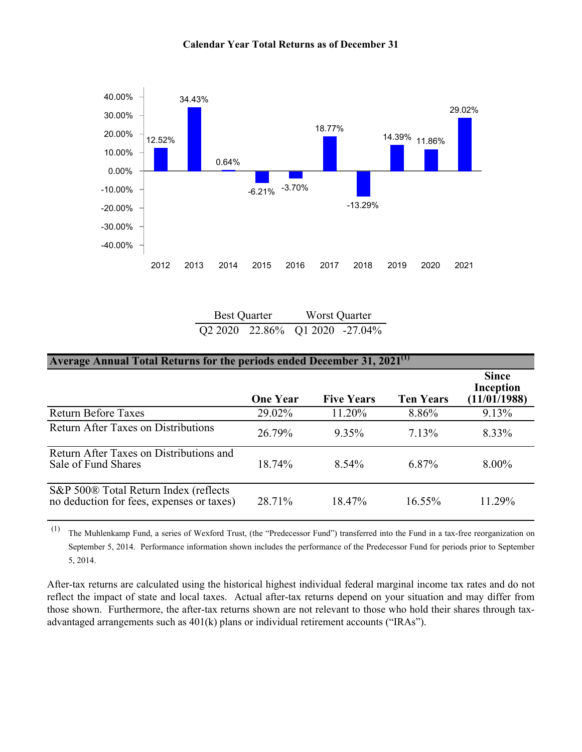**Calendar Year Total Returns as of December 31**

| Year | Return |
|---|---|
| 2012 | 12.52% |
| 2013 | 34.43% |
| 2014 | 0.64% |
| 2015 | -6.21% |
| 2016 | -3.70% |
| 2017 | 18.77% |
| 2018 | -13.29% |
| 2019 | 14.39% |
| 2020 | 11.86% |
| 2021 | 29.02% |

| Best Quarter | | Worst Quarter | |
|---|---|---|---|
| Q2 2020 | 22.86% | Q1 2020 | -27.04% |

**Average Annual Total Returns for the periods ended December 31, 2021[(1)]**

| | One Year | Five Years | Ten Years | Since Inception (11/01/1988) |
|---|---|---|---|---|
| Return Before Taxes | 29.02% | 11.20% | 8.86% | 9.13% |
| Return After Taxes on Distributions | 26.79% | 9.35% | 7.13% | 8.33% |
| Return After Taxes on Distributions and Sale of Fund Shares | 18.74% | 8.54% | 6.87% | 8.00% |
| S&P 500® Total Return Index (reflects no deduction for fees, expenses or taxes) | 28.71% | 18.47% | 16.55% | 11.29% |

(1) The Muhlenkamp Fund, a series of Wexford Trust, (the "Predecessor Fund") transferred into the Fund in a tax-free reorganization on September 5, 2014. Performance information shown includes the performance of the Predecessor Fund for periods prior to September 5, 2014.

After-tax returns are calculated using the historical highest individual federal marginal income tax rates and do not reflect the impact of state and local taxes. Actual after-tax returns depend on your situation and may differ from those shown. Furthermore, the after-tax returns shown are not relevant to those who hold their shares through tax-advantaged arrangements such as 401(k) plans or individual retirement accounts ("IRAs").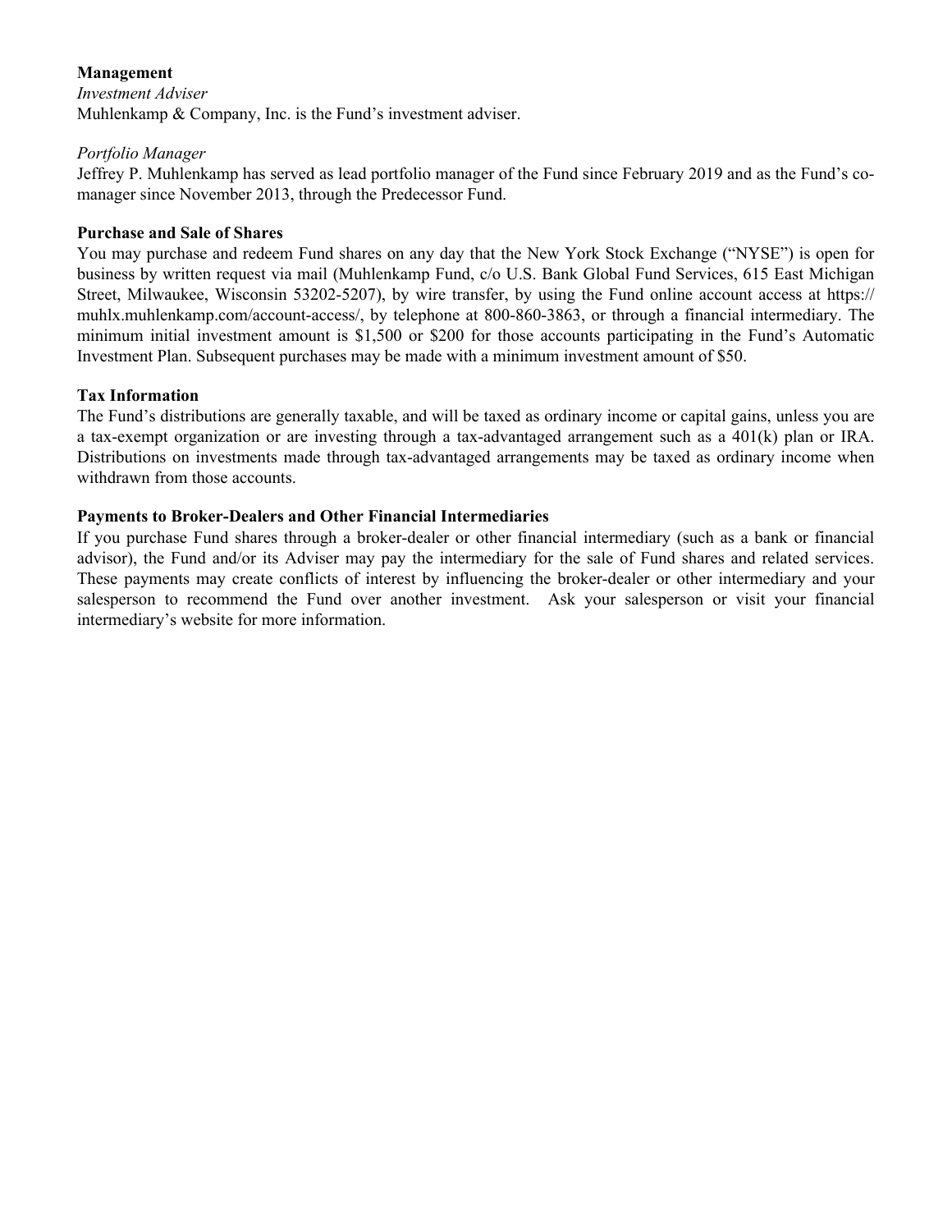**Management**

*Investment Adviser*

Muhlenkamp & Company, Inc. is the Fund's investment adviser.

*Portfolio Manager*

Jeffrey P. Muhlenkamp has served as lead portfolio manager of the Fund since February 2019 and as the Fund's co-manager since November 2013, through the Predecessor Fund.

**Purchase and Sale of Shares**

You may purchase and redeem Fund shares on any day that the New York Stock Exchange ("NYSE") is open for business by written request via mail (Muhlenkamp Fund, c/o U.S. Bank Global Fund Services, 615 East Michigan Street, Milwaukee, Wisconsin 53202-5207), by wire transfer, by using the Fund online account access at https://muhlx.muhlenkamp.com/account-access/, by telephone at 800-860-3863, or through a financial intermediary. The minimum initial investment amount is $1,500 or $200 for those accounts participating in the Fund's Automatic Investment Plan. Subsequent purchases may be made with a minimum investment amount of $50.

**Tax Information**

The Fund's distributions are generally taxable, and will be taxed as ordinary income or capital gains, unless you are a tax-exempt organization or are investing through a tax-advantaged arrangement such as a 401(k) plan or IRA. Distributions on investments made through tax-advantaged arrangements may be taxed as ordinary income when withdrawn from those accounts.

**Payments to Broker-Dealers and Other Financial Intermediaries**

If you purchase Fund shares through a broker-dealer or other financial intermediary (such as a bank or financial advisor), the Fund and/or its Adviser may pay the intermediary for the sale of Fund shares and related services. These payments may create conflicts of interest by influencing the broker-dealer or other intermediary and your salesperson to recommend the Fund over another investment. Ask your salesperson or visit your financial intermediary's website for more information.